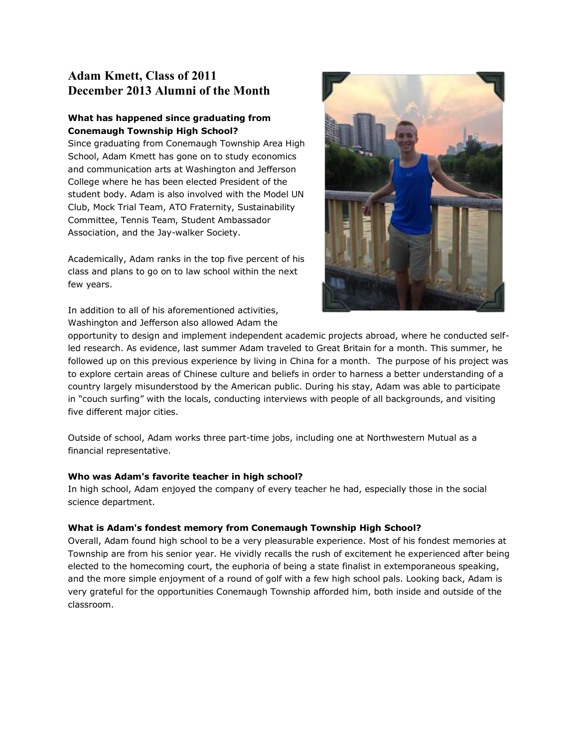# Adam Kmett, Class of 2011
# December 2013 Alumni of the Month

**What has happened since graduating from Conemaugh Township High School?**

Since graduating from Conemaugh Township Area High School, Adam Kmett has gone on to study economics and communication arts at Washington and Jefferson College where he has been elected President of the student body. Adam is also involved with the Model UN Club, Mock Trial Team, ATO Fraternity, Sustainability Committee, Tennis Team, Student Ambassador Association, and the Jay-walker Society.

Academically, Adam ranks in the top five percent of his class and plans to go on to law school within the next few years.

In addition to all of his aforementioned activities, Washington and Jefferson also allowed Adam the opportunity to design and implement independent academic projects abroad, where he conducted self-led research. As evidence, last summer Adam traveled to Great Britain for a month. This summer, he followed up on this previous experience by living in China for a month. The purpose of his project was to explore certain areas of Chinese culture and beliefs in order to harness a better understanding of a country largely misunderstood by the American public. During his stay, Adam was able to participate in "couch surfing" with the locals, conducting interviews with people of all backgrounds, and visiting five different major cities.

Outside of school, Adam works three part-time jobs, including one at Northwestern Mutual as a financial representative.

**Who was Adam's favorite teacher in high school?**

In high school, Adam enjoyed the company of every teacher he had, especially those in the social science department.

**What is Adam's fondest memory from Conemaugh Township High School?**

Overall, Adam found high school to be a very pleasurable experience. Most of his fondest memories at Township are from his senior year. He vividly recalls the rush of excitement he experienced after being elected to the homecoming court, the euphoria of being a state finalist in extemporaneous speaking, and the more simple enjoyment of a round of golf with a few high school pals. Looking back, Adam is very grateful for the opportunities Conemaugh Township afforded him, both inside and outside of the classroom.